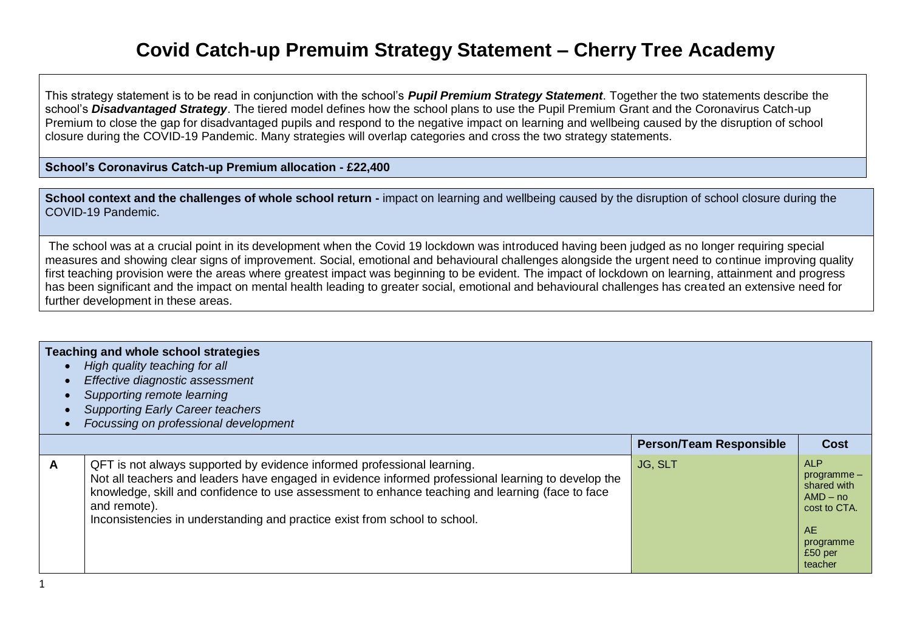# Covid Catch-up Premuim Strategy Statement – Cherry Tree Academy

This strategy statement is to be read in conjunction with the school's ***Pupil Premium Strategy Statement***. Together the two statements describe the school's ***Disadvantaged Strategy***. The tiered model defines how the school plans to use the Pupil Premium Grant and the Coronavirus Catch-up Premium to close the gap for disadvantaged pupils and respond to the negative impact on learning and wellbeing caused by the disruption of school closure during the COVID-19 Pandemic. Many strategies will overlap categories and cross the two strategy statements.

**School's Coronavirus Catch-up Premium allocation - £22,400**

**School context and the challenges of whole school return -** impact on learning and wellbeing caused by the disruption of school closure during the COVID-19 Pandemic.

The school was at a crucial point in its development when the Covid 19 lockdown was introduced having been judged as no longer requiring special measures and showing clear signs of improvement. Social, emotional and behavioural challenges alongside the urgent need to continue improving quality first teaching provision were the areas where greatest impact was beginning to be evident. The impact of lockdown on learning, attainment and progress has been significant and the impact on mental health leading to greater social, emotional and behavioural challenges has created an extensive need for further development in these areas.

**Teaching and whole school strategies**

- *High quality teaching for all*
- *Effective diagnostic assessment*
- *Supporting remote learning*
- *Supporting Early Career teachers*
- *Focussing on professional development*

| | | Person/Team Responsible | Cost |
|---|---|---|---|
| **A** | QFT is not always supported by evidence informed professional learning.<br>Not all teachers and leaders have engaged in evidence informed professional learning to develop the knowledge, skill and confidence to use assessment to enhance teaching and learning (face to face and remote).<br>Inconsistencies in understanding and practice exist from school to school. | JG, SLT | ALP programme – shared with AMD – no cost to CTA.<br><br>AE programme £50 per teacher |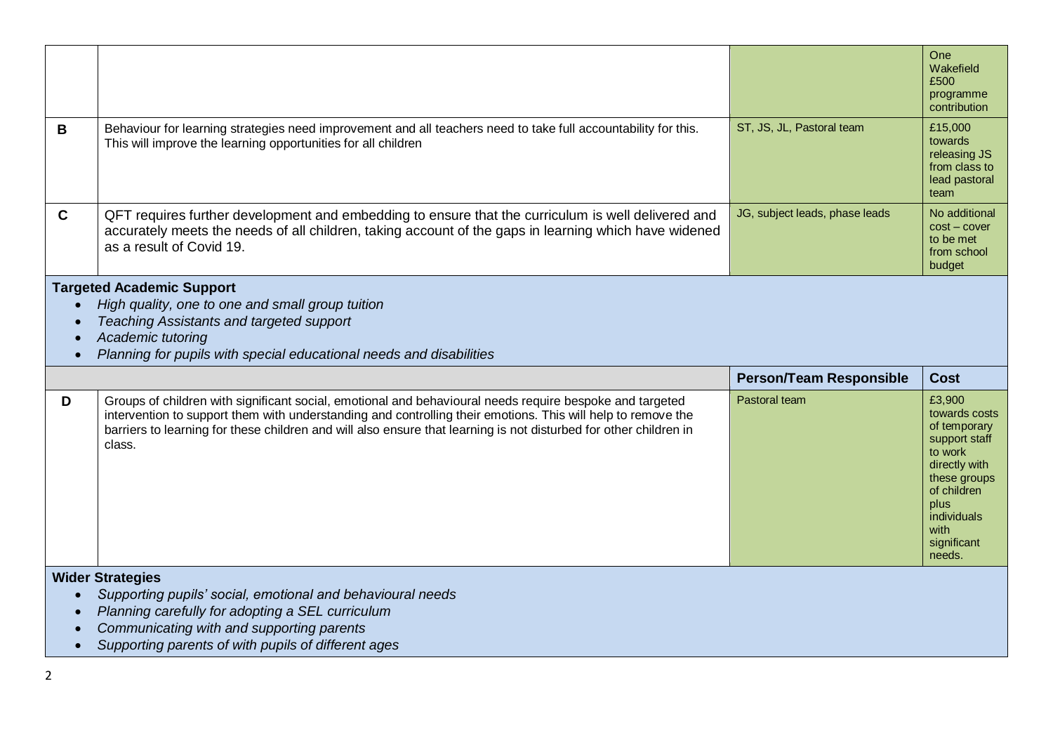| | | | |
|---|---|---|---|
| | | | One Wakefield £500 programme contribution |
| **B** | Behaviour for learning strategies need improvement and all teachers need to take full accountability for this. This will improve the learning opportunities for all children | ST, JS, JL, Pastoral team | £15,000 towards releasing JS from class to lead pastoral team |
| **C** | QFT requires further development and embedding to ensure that the curriculum is well delivered and accurately meets the needs of all children, taking account of the gaps in learning which have widened as a result of Covid 19. | JG, subject leads, phase leads | No additional cost – cover to be met from school budget |

**Targeted Academic Support**

- *High quality, one to one and small group tuition*
- *Teaching Assistants and targeted support*
- *Academic tutoring*
- *Planning for pupils with special educational needs and disabilities*

| | | **Person/Team Responsible** | **Cost** |
|---|---|---|---|
| **D** | Groups of children with significant social, emotional and behavioural needs require bespoke and targeted intervention to support them with understanding and controlling their emotions. This will help to remove the barriers to learning for these children and will also ensure that learning is not disturbed for other children in class. | Pastoral team | £3,900 towards costs of temporary support staff to work directly with these groups of children plus individuals with significant needs. |

**Wider Strategies**

- *Supporting pupils' social, emotional and behavioural needs*
- *Planning carefully for adopting a SEL curriculum*
- *Communicating with and supporting parents*
- *Supporting parents of with pupils of different ages*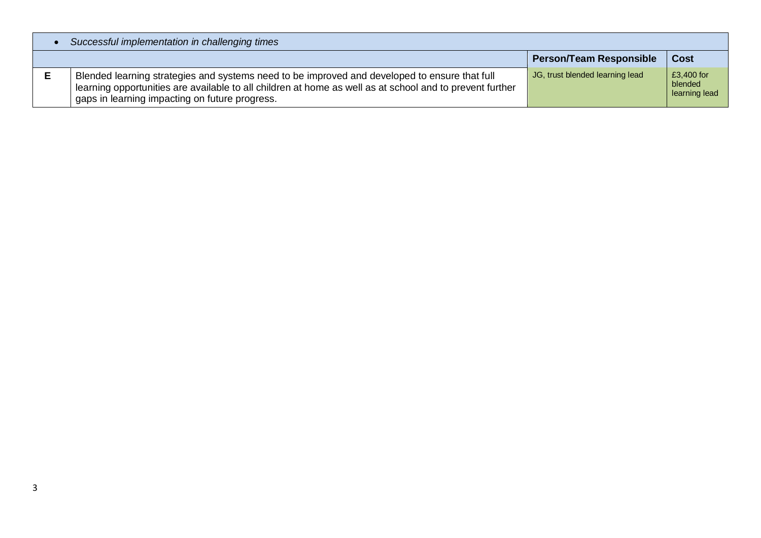| | • *Successful implementation in challenging times* | | |
|---|---|---|---|
| | | **Person/Team Responsible** | **Cost** |
| **E** | Blended learning strategies and systems need to be improved and developed to ensure that full learning opportunities are available to all children at home as well as at school and to prevent further gaps in learning impacting on future progress. | JG, trust blended learning lead | £3,400 for blended learning lead |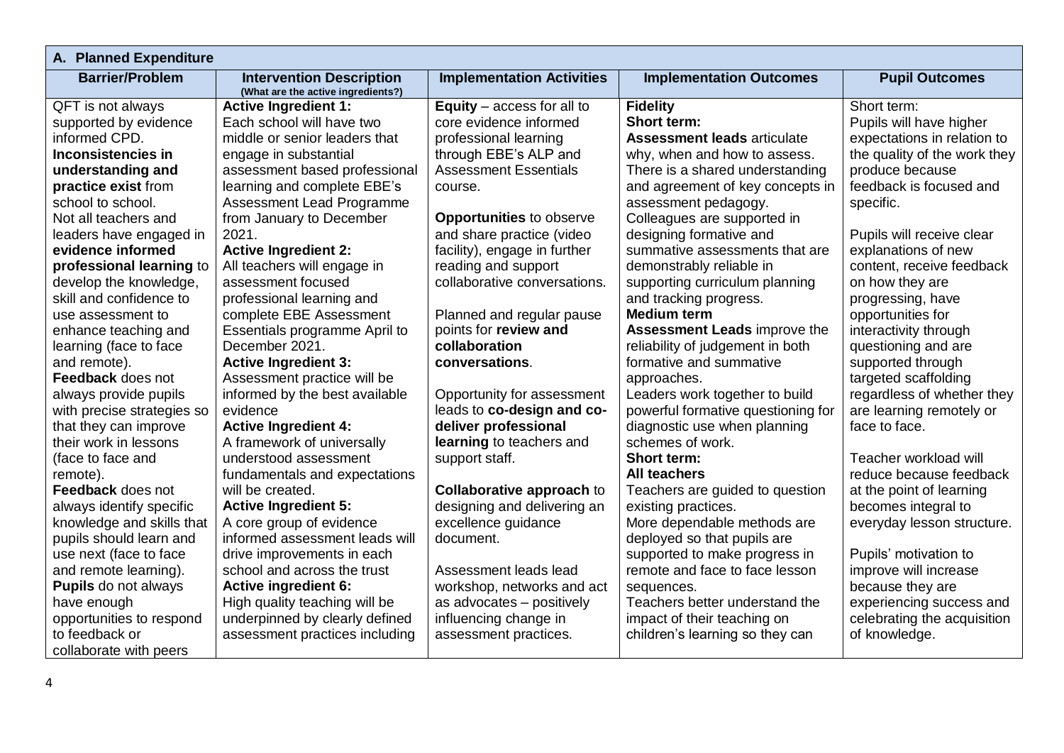| A. Planned Expenditure | | | | |
|---|---|---|---|---|
| **Barrier/Problem** | **Intervention Description** (What are the active ingredients?) | **Implementation Activities** | **Implementation Outcomes** | **Pupil Outcomes** |
| QFT is not always supported by evidence informed CPD. **Inconsistencies in understanding and practice exist** from school to school. Not all teachers and leaders have engaged in **evidence informed professional learning** to develop the knowledge, skill and confidence to use assessment to enhance teaching and learning (face to face and remote). **Feedback** does not always provide pupils with precise strategies so that they can improve their work in lessons (face to face and remote). **Feedback** does not always identify specific knowledge and skills that pupils should learn and use next (face to face and remote learning). **Pupils** do not always have enough opportunities to respond to feedback or collaborate with peers | **Active Ingredient 1:** Each school will have two middle or senior leaders that engage in substantial assessment based professional learning and complete EBE's Assessment Lead Programme from January to December 2021. **Active Ingredient 2:** All teachers will engage in assessment focused professional learning and complete EBE Assessment Essentials programme April to December 2021. **Active Ingredient 3:** Assessment practice will be informed by the best available evidence **Active Ingredient 4:** A framework of universally understood assessment fundamentals and expectations will be created. **Active Ingredient 5:** A core group of evidence informed assessment leads will drive improvements in each school and across the trust **Active ingredient 6:** High quality teaching will be underpinned by clearly defined assessment practices including | **Equity** – access for all to core evidence informed professional learning through EBE's ALP and Assessment Essentials course. **Opportunities** to observe and share practice (video facility), engage in further reading and support collaborative conversations. Planned and regular pause points for **review and collaboration conversations**. Opportunity for assessment leads to **co-design and co-deliver professional learning** to teachers and support staff. **Collaborative approach** to designing and delivering an excellence guidance document. Assessment leads lead workshop, networks and act as advocates – positively influencing change in assessment practices. | **Fidelity** **Short term:** **Assessment leads** articulate why, when and how to assess. There is a shared understanding and agreement of key concepts in assessment pedagogy. Colleagues are supported in designing formative and summative assessments that are demonstrably reliable in supporting curriculum planning and tracking progress. **Medium term** **Assessment Leads** improve the reliability of judgement in both formative and summative approaches. Leaders work together to build powerful formative questioning for diagnostic use when planning schemes of work. **Short term:** **All teachers** Teachers are guided to question existing practices. More dependable methods are deployed so that pupils are supported to make progress in remote and face to face lesson sequences. Teachers better understand the impact of their teaching on children's learning so they can | Short term: Pupils will have higher expectations in relation to the quality of the work they produce because feedback is focused and specific. Pupils will receive clear explanations of new content, receive feedback on how they are progressing, have opportunities for interactivity through questioning and are supported through targeted scaffolding regardless of whether they are learning remotely or face to face. Teacher workload will reduce because feedback at the point of learning becomes integral to everyday lesson structure. Pupils' motivation to improve will increase because they are experiencing success and celebrating the acquisition of knowledge. |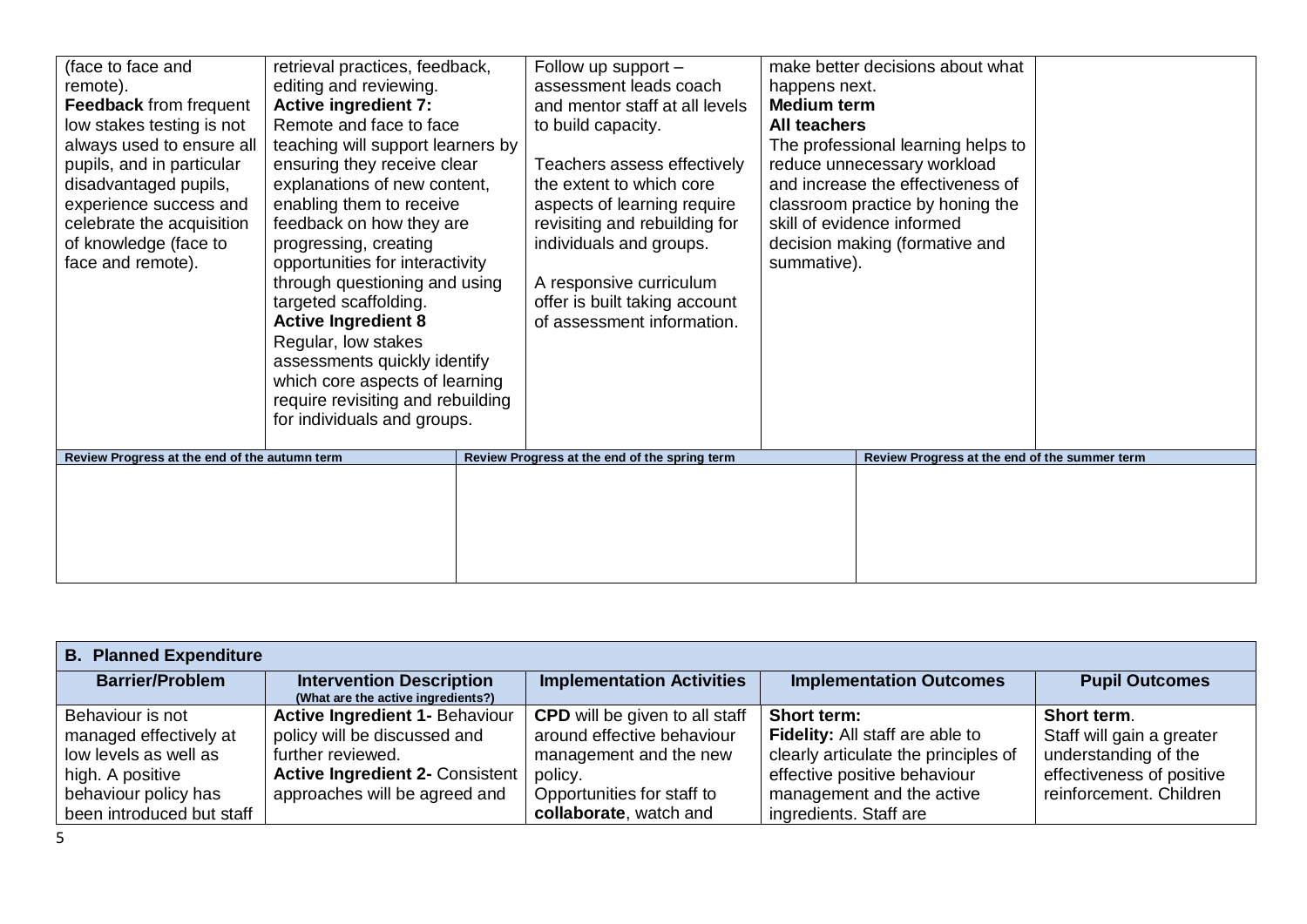| | | | | |
|---|---|---|---|---|
| (face to face and remote). **Feedback** from frequent low stakes testing is not always used to ensure all pupils, and in particular disadvantaged pupils, experience success and celebrate the acquisition of knowledge (face to face and remote). | retrieval practices, feedback, editing and reviewing. **Active ingredient 7:** Remote and face to face teaching will support learners by ensuring they receive clear explanations of new content, enabling them to receive feedback on how they are progressing, creating opportunities for interactivity through questioning and using targeted scaffolding. **Active Ingredient 8** Regular, low stakes assessments quickly identify which core aspects of learning require revisiting and rebuilding for individuals and groups. | Follow up support – assessment leads coach and mentor staff at all levels to build capacity.<br><br>Teachers assess effectively the extent to which core aspects of learning require revisiting and rebuilding for individuals and groups.<br><br>A responsive curriculum offer is built taking account of assessment information. | make better decisions about what happens next. **Medium term** **All teachers** The professional learning helps to reduce unnecessary workload and increase the effectiveness of classroom practice by honing the skill of evidence informed decision making (formative and summative). | |

| Review Progress at the end of the autumn term | Review Progress at the end of the spring term | Review Progress at the end of the summer term |
|---|---|---|
| | | |

| **B. Planned Expenditure** | | | | |
|---|---|---|---|---|
| **Barrier/Problem** | **Intervention Description** (What are the active ingredients?) | **Implementation Activities** | **Implementation Outcomes** | **Pupil Outcomes** |
| Behaviour is not managed effectively at low levels as well as high. A positive behaviour policy has been introduced but staff | **Active Ingredient 1-** Behaviour policy will be discussed and further reviewed. **Active Ingredient 2-** Consistent approaches will be agreed and | **CPD** will be given to all staff around effective behaviour management and the new policy. Opportunities for staff to **collaborate**, watch and | **Short term:** **Fidelity:** All staff are able to clearly articulate the principles of effective positive behaviour management and the active ingredients. Staff are | **Short term**. Staff will gain a greater understanding of the effectiveness of positive reinforcement. Children |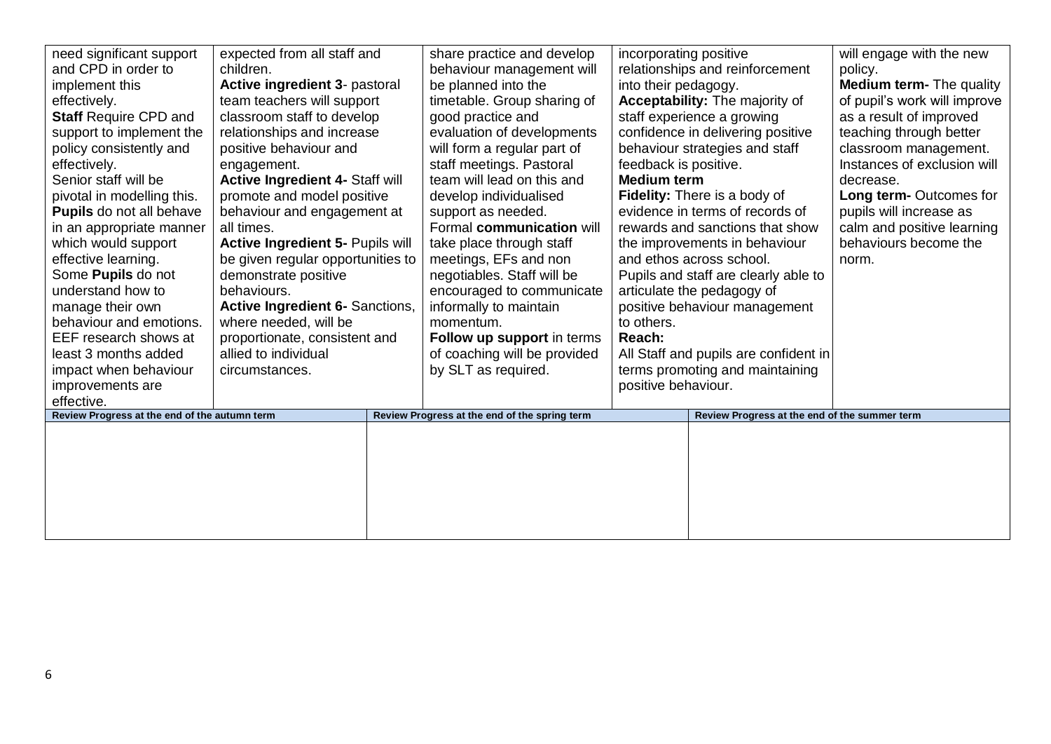| | | | | |
|---|---|---|---|---|
| need significant support and CPD in order to implement this effectively.<br>**Staff** Require CPD and support to implement the policy consistently and effectively.<br>Senior staff will be pivotal in modelling this.<br>**Pupils** do not all behave in an appropriate manner which would support effective learning.<br>Some **Pupils** do not understand how to manage their own behaviour and emotions.<br>EEF research shows at least 3 months added impact when behaviour improvements are effective. | expected from all staff and children.<br>**Active ingredient 3**- pastoral team teachers will support classroom staff to develop relationships and increase positive behaviour and engagement.<br>**Active Ingredient 4-** Staff will promote and model positive behaviour and engagement at all times.<br>**Active Ingredient 5-** Pupils will be given regular opportunities to demonstrate positive behaviours.<br>**Active Ingredient 6-** Sanctions, where needed, will be proportionate, consistent and allied to individual circumstances. | share practice and develop behaviour management will be planned into the timetable. Group sharing of good practice and evaluation of developments will form a regular part of staff meetings. Pastoral team will lead on this and develop individualised support as needed.<br>Formal **communication** will take place through staff meetings, EFs and non negotiables. Staff will be encouraged to communicate informally to maintain momentum.<br>**Follow up support** in terms of coaching will be provided by SLT as required. | incorporating positive relationships and reinforcement into their pedagogy.<br>**Acceptability:** The majority of staff experience a growing confidence in delivering positive behaviour strategies and staff feedback is positive.<br>**Medium term**<br>**Fidelity:** There is a body of evidence in terms of records of rewards and sanctions that show the improvements in behaviour and ethos across school.<br>Pupils and staff are clearly able to articulate the pedagogy of positive behaviour management to others.<br>**Reach:**<br>All Staff and pupils are confident in terms promoting and maintaining positive behaviour. | will engage with the new policy.<br>**Medium term-** The quality of pupil's work will improve as a result of improved teaching through better classroom management. Instances of exclusion will decrease.<br>**Long term-** Outcomes for pupils will increase as calm and positive learning behaviours become the norm. |

| Review Progress at the end of the autumn term | Review Progress at the end of the spring term | Review Progress at the end of the summer term |
|---|---|---|
| | | |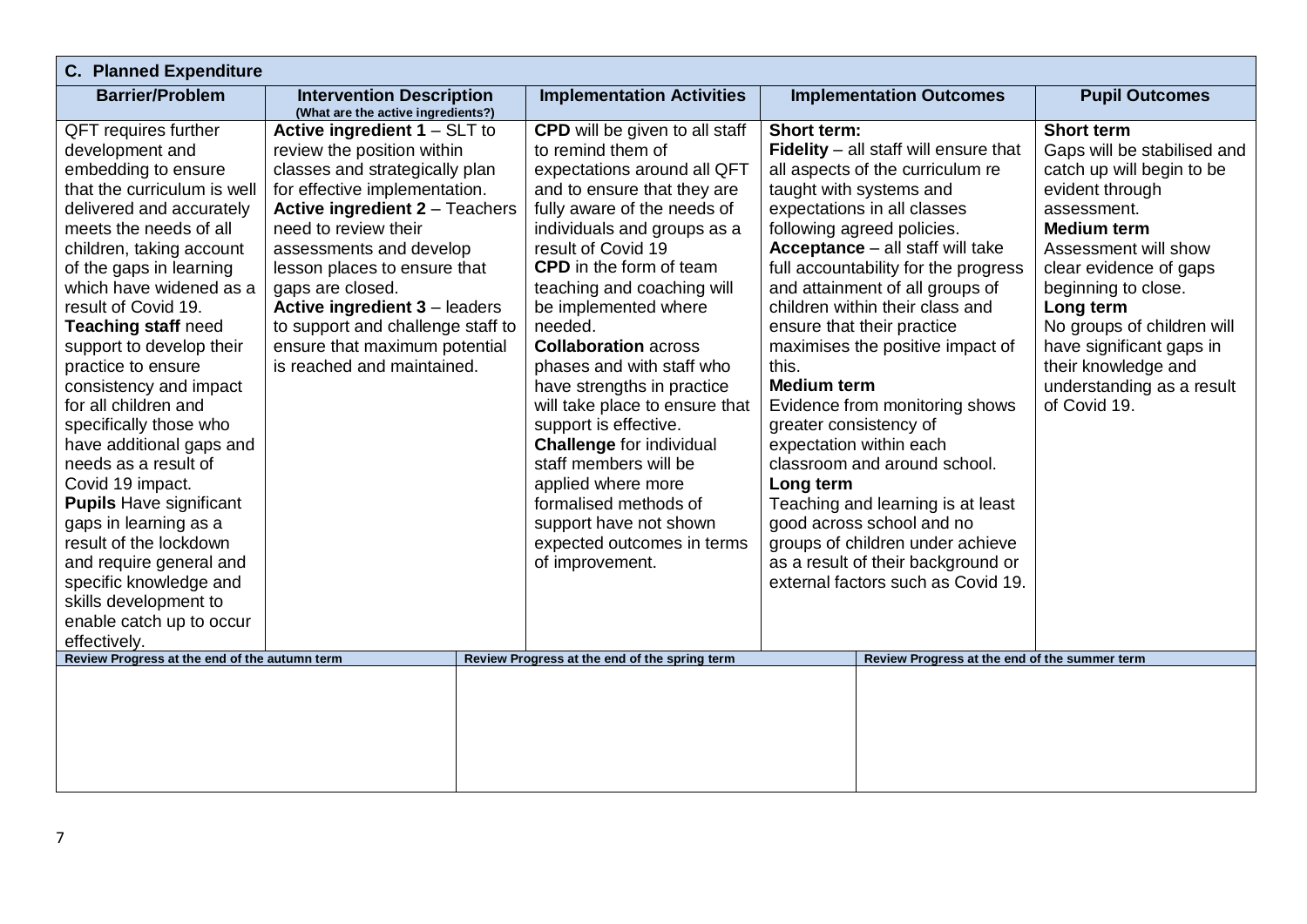## C. Planned Expenditure

| Barrier/Problem | Intervention Description (What are the active ingredients?) | Implementation Activities | Implementation Outcomes | Pupil Outcomes |
|---|---|---|---|---|
| QFT requires further development and embedding to ensure that the curriculum is well delivered and accurately meets the needs of all children, taking account of the gaps in learning which have widened as a result of Covid 19. **Teaching staff** need support to develop their practice to ensure consistency and impact for all children and specifically those who have additional gaps and needs as a result of Covid 19 impact. **Pupils** Have significant gaps in learning as a result of the lockdown and require general and specific knowledge and skills development to enable catch up to occur effectively. | **Active ingredient 1** – SLT to review the position within classes and strategically plan for effective implementation. **Active ingredient 2** – Teachers need to review their assessments and develop lesson places to ensure that gaps are closed. **Active ingredient 3** – leaders to support and challenge staff to ensure that maximum potential is reached and maintained. | **CPD** will be given to all staff to remind them of expectations around all QFT and to ensure that they are fully aware of the needs of individuals and groups as a result of Covid 19 **CPD** in the form of team teaching and coaching will be implemented where needed. **Collaboration** across phases and with staff who have strengths in practice will take place to ensure that support is effective. **Challenge** for individual staff members will be applied where more formalised methods of support have not shown expected outcomes in terms of improvement. | **Short term:** **Fidelity** – all staff will ensure that all aspects of the curriculum re taught with systems and expectations in all classes following agreed policies. **Acceptance** – all staff will take full accountability for the progress and attainment of all groups of children within their class and ensure that their practice maximises the positive impact of this. **Medium term** Evidence from monitoring shows greater consistency of expectation within each classroom and around school. **Long term** Teaching and learning is at least good across school and no groups of children under achieve as a result of their background or external factors such as Covid 19. | **Short term** Gaps will be stabilised and catch up will begin to be evident through assessment. **Medium term** Assessment will show clear evidence of gaps beginning to close. **Long term** No groups of children will have significant gaps in their knowledge and understanding as a result of Covid 19. |

| Review Progress at the end of the autumn term | Review Progress at the end of the spring term | Review Progress at the end of the summer term |
|---|---|---|
| | | |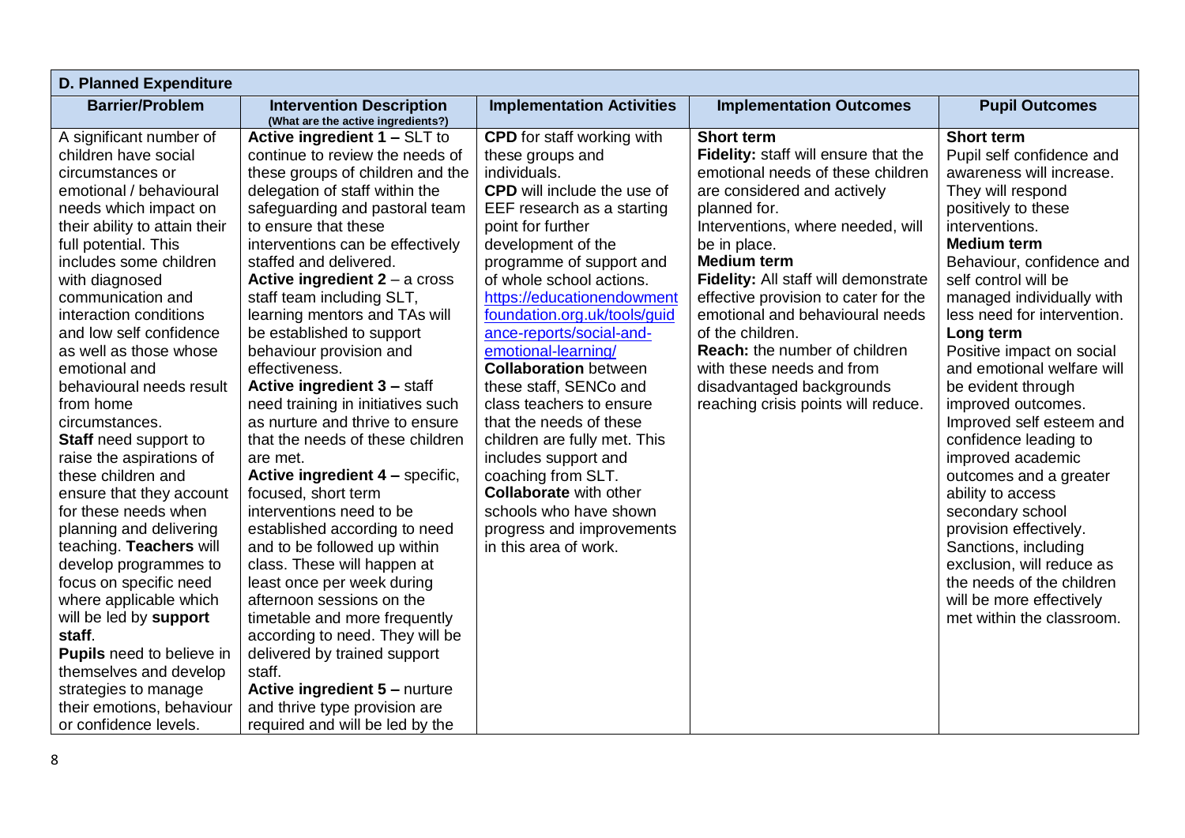| D. Planned Expenditure | | | | |
|---|---|---|---|---|
| **Barrier/Problem** | **Intervention Description** (What are the active ingredients?) | **Implementation Activities** | **Implementation Outcomes** | **Pupil Outcomes** |
| A significant number of children have social circumstances or emotional / behavioural needs which impact on their ability to attain their full potential. This includes some children with diagnosed communication and interaction conditions and low self confidence as well as those whose emotional and behavioural needs result from home circumstances.<br>**Staff** need support to raise the aspirations of these children and ensure that they account for these needs when planning and delivering teaching. **Teachers** will develop programmes to focus on specific need where applicable which will be led by **support staff**.<br>**Pupils** need to believe in themselves and develop strategies to manage their emotions, behaviour or confidence levels. | **Active ingredient 1 –** SLT to continue to review the needs of these groups of children and the delegation of staff within the safeguarding and pastoral team to ensure that these interventions can be effectively staffed and delivered.<br>**Active ingredient 2** – a cross staff team including SLT, learning mentors and TAs will be established to support behaviour provision and effectiveness.<br>**Active ingredient 3 –** staff need training in initiatives such as nurture and thrive to ensure that the needs of these children are met.<br>**Active ingredient 4 –** specific, focused, short term interventions need to be established according to need and to be followed up within class. These will happen at least once per week during afternoon sessions on the timetable and more frequently according to need. They will be delivered by trained support staff.<br>**Active ingredient 5 –** nurture and thrive type provision are required and will be led by the | **CPD** for staff working with these groups and individuals.<br>**CPD** will include the use of EEF research as a starting point for further development of the programme of support and of whole school actions.<br>https://educationendowmentfoundation.org.uk/tools/guidance-reports/social-and-emotional-learning/<br>**Collaboration** between these staff, SENCo and class teachers to ensure that the needs of these children are fully met. This includes support and coaching from SLT.<br>**Collaborate** with other schools who have shown progress and improvements in this area of work. | **Short term**<br>**Fidelity:** staff will ensure that the emotional needs of these children are considered and actively planned for.<br>Interventions, where needed, will be in place.<br>**Medium term**<br>**Fidelity:** All staff will demonstrate effective provision to cater for the emotional and behavioural needs of the children.<br>**Reach:** the number of children with these needs and from disadvantaged backgrounds reaching crisis points will reduce. | **Short term**<br>Pupil self confidence and awareness will increase. They will respond positively to these interventions.<br>**Medium term**<br>Behaviour, confidence and self control will be managed individually with less need for intervention.<br>**Long term**<br>Positive impact on social and emotional welfare will be evident through improved outcomes. Improved self esteem and confidence leading to improved academic outcomes and a greater ability to access secondary school provision effectively. Sanctions, including exclusion, will reduce as the needs of the children will be more effectively met within the classroom. |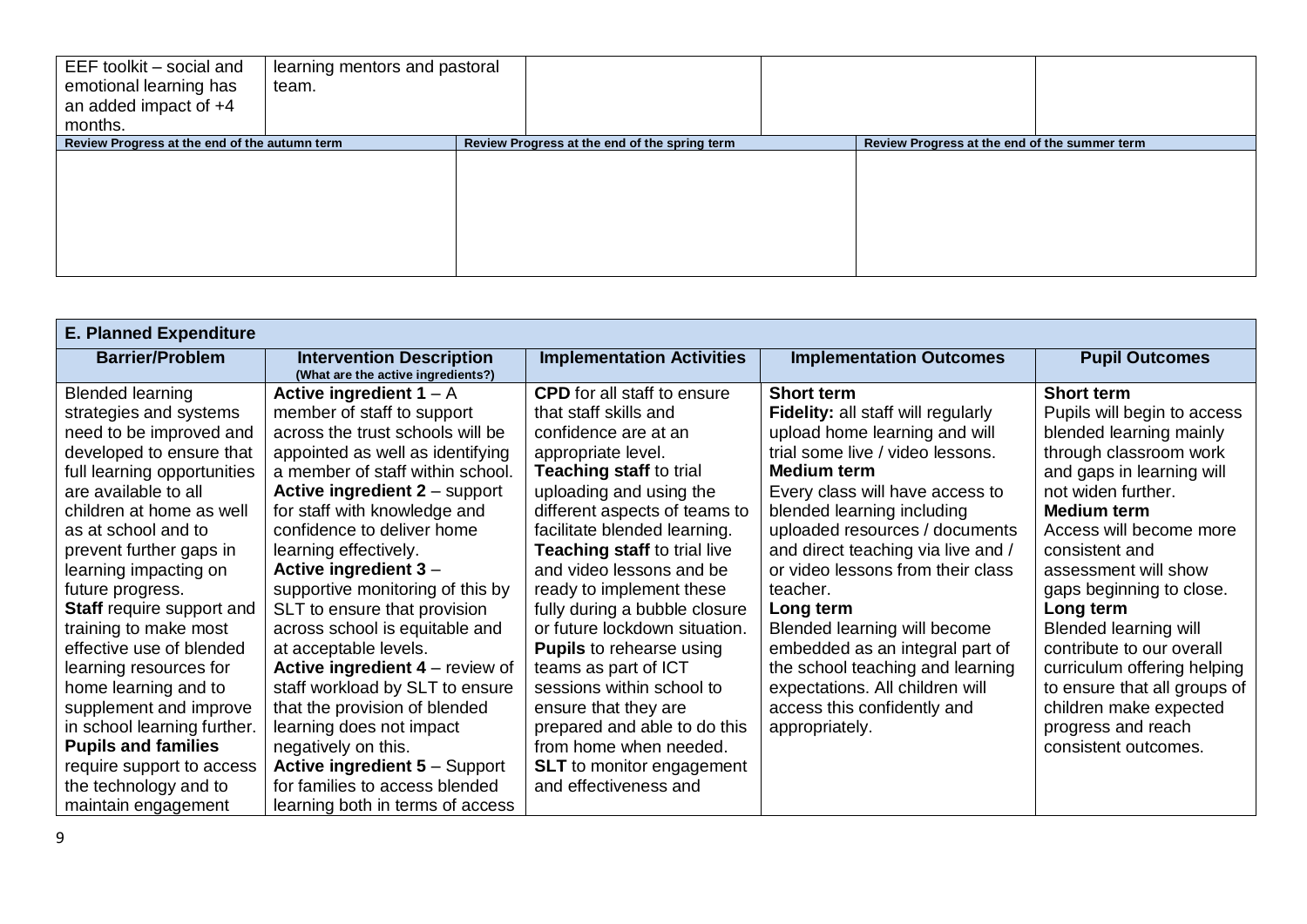| EEF toolkit – social and emotional learning has an added impact of +4 months. | learning mentors and pastoral team. | | | |
|---|---|---|---|---|

| Review Progress at the end of the autumn term | Review Progress at the end of the spring term | Review Progress at the end of the summer term |
|---|---|---|
| | | |

| E. Planned Expenditure | | | | |
|---|---|---|---|---|
| **Barrier/Problem** | **Intervention Description** (What are the active ingredients?) | **Implementation Activities** | **Implementation Outcomes** | **Pupil Outcomes** |
| Blended learning strategies and systems need to be improved and developed to ensure that full learning opportunities are available to all children at home as well as at school and to prevent further gaps in learning impacting on future progress. **Staff** require support and training to make most effective use of blended learning resources for home learning and to supplement and improve in school learning further. **Pupils and families** require support to access the technology and to maintain engagement | **Active ingredient 1** – A member of staff to support across the trust schools will be appointed as well as identifying a member of staff within school. **Active ingredient 2** – support for staff with knowledge and confidence to deliver home learning effectively. **Active ingredient 3** – supportive monitoring of this by SLT to ensure that provision across school is equitable and at acceptable levels. **Active ingredient 4** – review of staff workload by SLT to ensure that the provision of blended learning does not impact negatively on this. **Active ingredient 5** – Support for families to access blended learning both in terms of access | **CPD** for all staff to ensure that staff skills and confidence are at an appropriate level. **Teaching staff** to trial uploading and using the different aspects of teams to facilitate blended learning. **Teaching staff** to trial live and video lessons and be ready to implement these fully during a bubble closure or future lockdown situation. **Pupils** to rehearse using teams as part of ICT sessions within school to ensure that they are prepared and able to do this from home when needed. **SLT** to monitor engagement and effectiveness and | **Short term** **Fidelity:** all staff will regularly upload home learning and will trial some live / video lessons. **Medium term** Every class will have access to blended learning including uploaded resources / documents and direct teaching via live and / or video lessons from their class teacher. **Long term** Blended learning will become embedded as an integral part of the school teaching and learning expectations. All children will access this confidently and appropriately. | **Short term** Pupils will begin to access blended learning mainly through classroom work and gaps in learning will not widen further. **Medium term** Access will become more consistent and assessment will show gaps beginning to close. **Long term** Blended learning will contribute to our overall curriculum offering helping to ensure that all groups of children make expected progress and reach consistent outcomes. |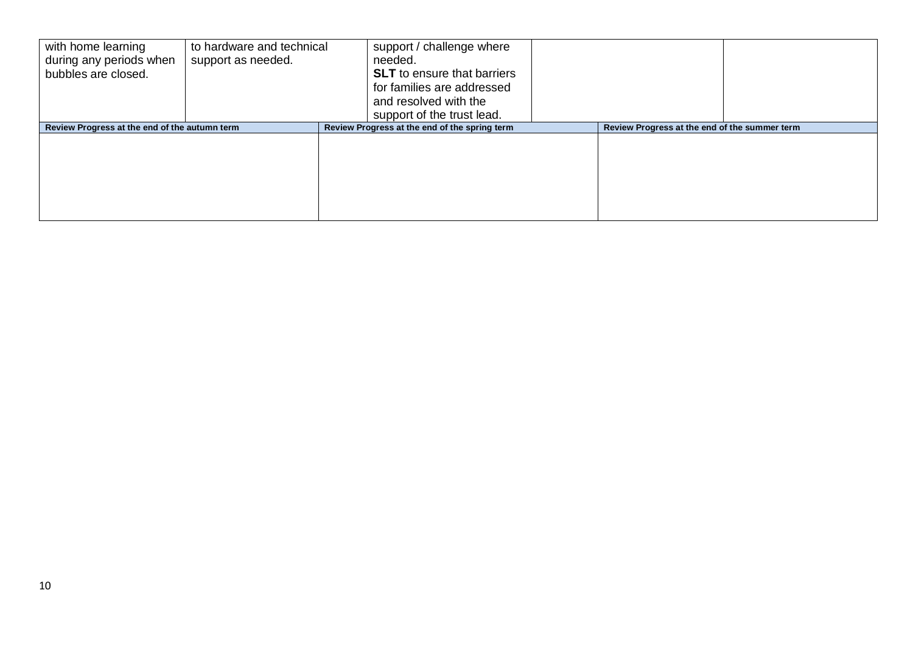| | | | | |
|---|---|---|---|---|
| with home learning during any periods when bubbles are closed. | to hardware and technical support as needed. | support / challenge where needed. **SLT** to ensure that barriers for families are addressed and resolved with the support of the trust lead. | | |

| Review Progress at the end of the autumn term | Review Progress at the end of the spring term | Review Progress at the end of the summer term |
|---|---|---|
| | | |